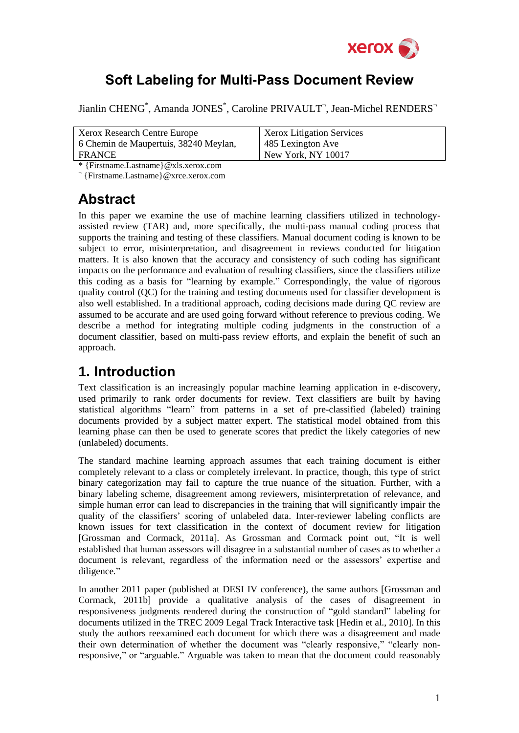# Soft Labeling for Multi-Pass Document Review

Jianlin CHENG[*], Amanda JONES[*], Caroline PRIVAULT[¬], Jean-Michel RENDERS[¬]

| Xerox Research Centre Europe<br>6 Chemin de Maupertuis, 38240 Meylan, FRANCE | Xerox Litigation Services<br>485 Lexington Ave<br>New York, NY 10017 |
|---|---|

* {Firstname.Lastname}@xls.xerox.com

¬ {Firstname.Lastname}@xrce.xerox.com

## Abstract

In this paper we examine the use of machine learning classifiers utilized in technology-assisted review (TAR) and, more specifically, the multi-pass manual coding process that supports the training and testing of these classifiers. Manual document coding is known to be subject to error, misinterpretation, and disagreement in reviews conducted for litigation matters. It is also known that the accuracy and consistency of such coding has significant impacts on the performance and evaluation of resulting classifiers, since the classifiers utilize this coding as a basis for "learning by example." Correspondingly, the value of rigorous quality control (QC) for the training and testing documents used for classifier development is also well established. In a traditional approach, coding decisions made during QC review are assumed to be accurate and are used going forward without reference to previous coding. We describe a method for integrating multiple coding judgments in the construction of a document classifier, based on multi-pass review efforts, and explain the benefit of such an approach.

## 1. Introduction

Text classification is an increasingly popular machine learning application in e-discovery, used primarily to rank order documents for review. Text classifiers are built by having statistical algorithms "learn" from patterns in a set of pre-classified (labeled) training documents provided by a subject matter expert. The statistical model obtained from this learning phase can then be used to generate scores that predict the likely categories of new (unlabeled) documents.

The standard machine learning approach assumes that each training document is either completely relevant to a class or completely irrelevant. In practice, though, this type of strict binary categorization may fail to capture the true nuance of the situation. Further, with a binary labeling scheme, disagreement among reviewers, misinterpretation of relevance, and simple human error can lead to discrepancies in the training that will significantly impair the quality of the classifiers' scoring of unlabeled data. Inter-reviewer labeling conflicts are known issues for text classification in the context of document review for litigation [Grossman and Cormack, 2011a]. As Grossman and Cormack point out, "It is well established that human assessors will disagree in a substantial number of cases as to whether a document is relevant, regardless of the information need or the assessors' expertise and diligence."

In another 2011 paper (published at DESI IV conference), the same authors [Grossman and Cormack, 2011b] provide a qualitative analysis of the cases of disagreement in responsiveness judgments rendered during the construction of "gold standard" labeling for documents utilized in the TREC 2009 Legal Track Interactive task [Hedin et al., 2010]. In this study the authors reexamined each document for which there was a disagreement and made their own determination of whether the document was "clearly responsive," "clearly non-responsive," or "arguable." Arguable was taken to mean that the document could reasonably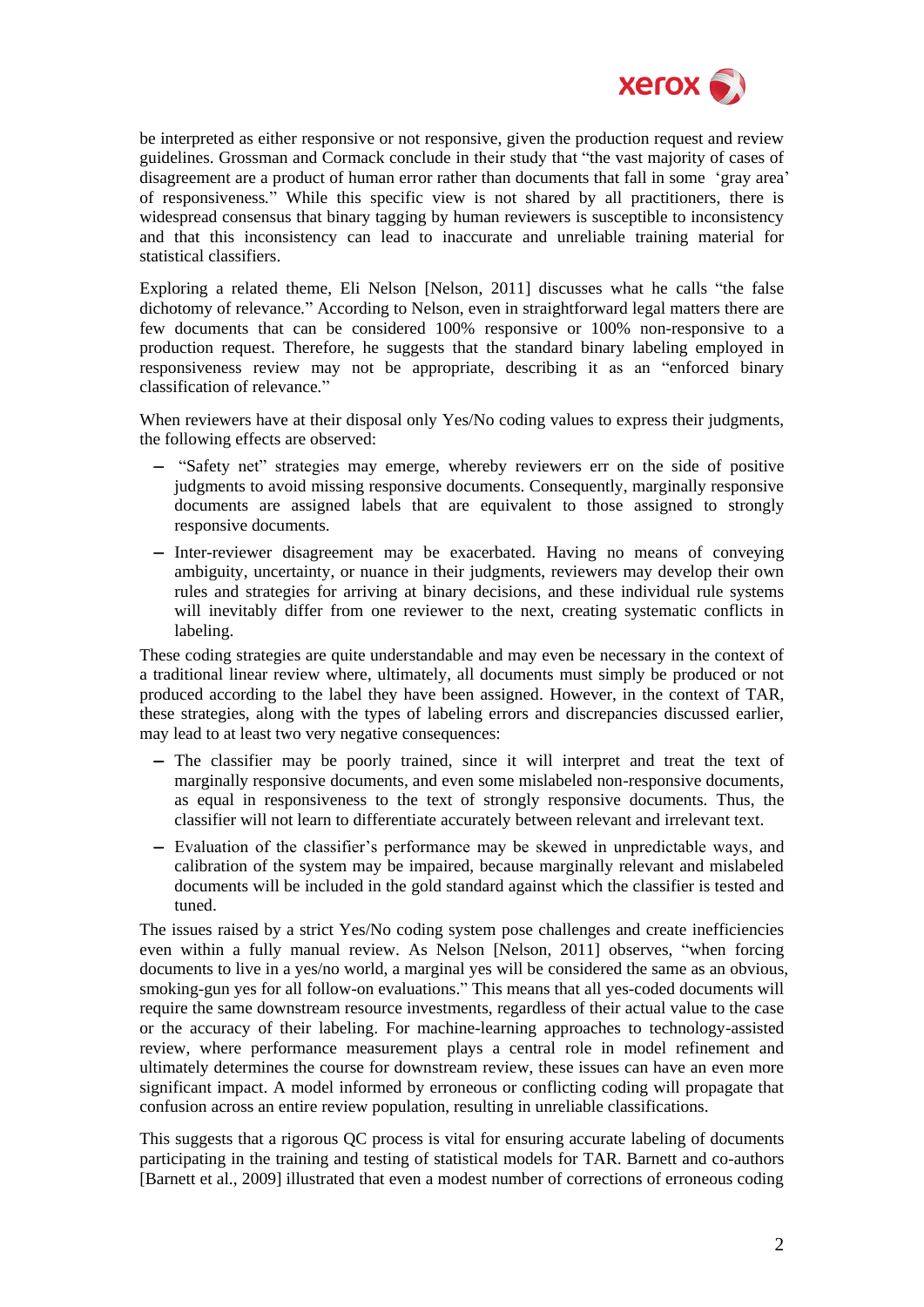be interpreted as either responsive or not responsive, given the production request and review guidelines. Grossman and Cormack conclude in their study that "the vast majority of cases of disagreement are a product of human error rather than documents that fall in some 'gray area' of responsiveness." While this specific view is not shared by all practitioners, there is widespread consensus that binary tagging by human reviewers is susceptible to inconsistency and that this inconsistency can lead to inaccurate and unreliable training material for statistical classifiers.

Exploring a related theme, Eli Nelson [Nelson, 2011] discusses what he calls "the false dichotomy of relevance." According to Nelson, even in straightforward legal matters there are few documents that can be considered 100% responsive or 100% non-responsive to a production request. Therefore, he suggests that the standard binary labeling employed in responsiveness review may not be appropriate, describing it as an "enforced binary classification of relevance."

When reviewers have at their disposal only Yes/No coding values to express their judgments, the following effects are observed:

- "Safety net" strategies may emerge, whereby reviewers err on the side of positive judgments to avoid missing responsive documents. Consequently, marginally responsive documents are assigned labels that are equivalent to those assigned to strongly responsive documents.
- Inter-reviewer disagreement may be exacerbated. Having no means of conveying ambiguity, uncertainty, or nuance in their judgments, reviewers may develop their own rules and strategies for arriving at binary decisions, and these individual rule systems will inevitably differ from one reviewer to the next, creating systematic conflicts in labeling.

These coding strategies are quite understandable and may even be necessary in the context of a traditional linear review where, ultimately, all documents must simply be produced or not produced according to the label they have been assigned. However, in the context of TAR, these strategies, along with the types of labeling errors and discrepancies discussed earlier, may lead to at least two very negative consequences:

- The classifier may be poorly trained, since it will interpret and treat the text of marginally responsive documents, and even some mislabeled non-responsive documents, as equal in responsiveness to the text of strongly responsive documents. Thus, the classifier will not learn to differentiate accurately between relevant and irrelevant text.
- Evaluation of the classifier's performance may be skewed in unpredictable ways, and calibration of the system may be impaired, because marginally relevant and mislabeled documents will be included in the gold standard against which the classifier is tested and tuned.

The issues raised by a strict Yes/No coding system pose challenges and create inefficiencies even within a fully manual review. As Nelson [Nelson, 2011] observes, "when forcing documents to live in a yes/no world, a marginal yes will be considered the same as an obvious, smoking-gun yes for all follow-on evaluations." This means that all yes-coded documents will require the same downstream resource investments, regardless of their actual value to the case or the accuracy of their labeling. For machine-learning approaches to technology-assisted review, where performance measurement plays a central role in model refinement and ultimately determines the course for downstream review, these issues can have an even more significant impact. A model informed by erroneous or conflicting coding will propagate that confusion across an entire review population, resulting in unreliable classifications.

This suggests that a rigorous QC process is vital for ensuring accurate labeling of documents participating in the training and testing of statistical models for TAR. Barnett and co-authors [Barnett et al., 2009] illustrated that even a modest number of corrections of erroneous coding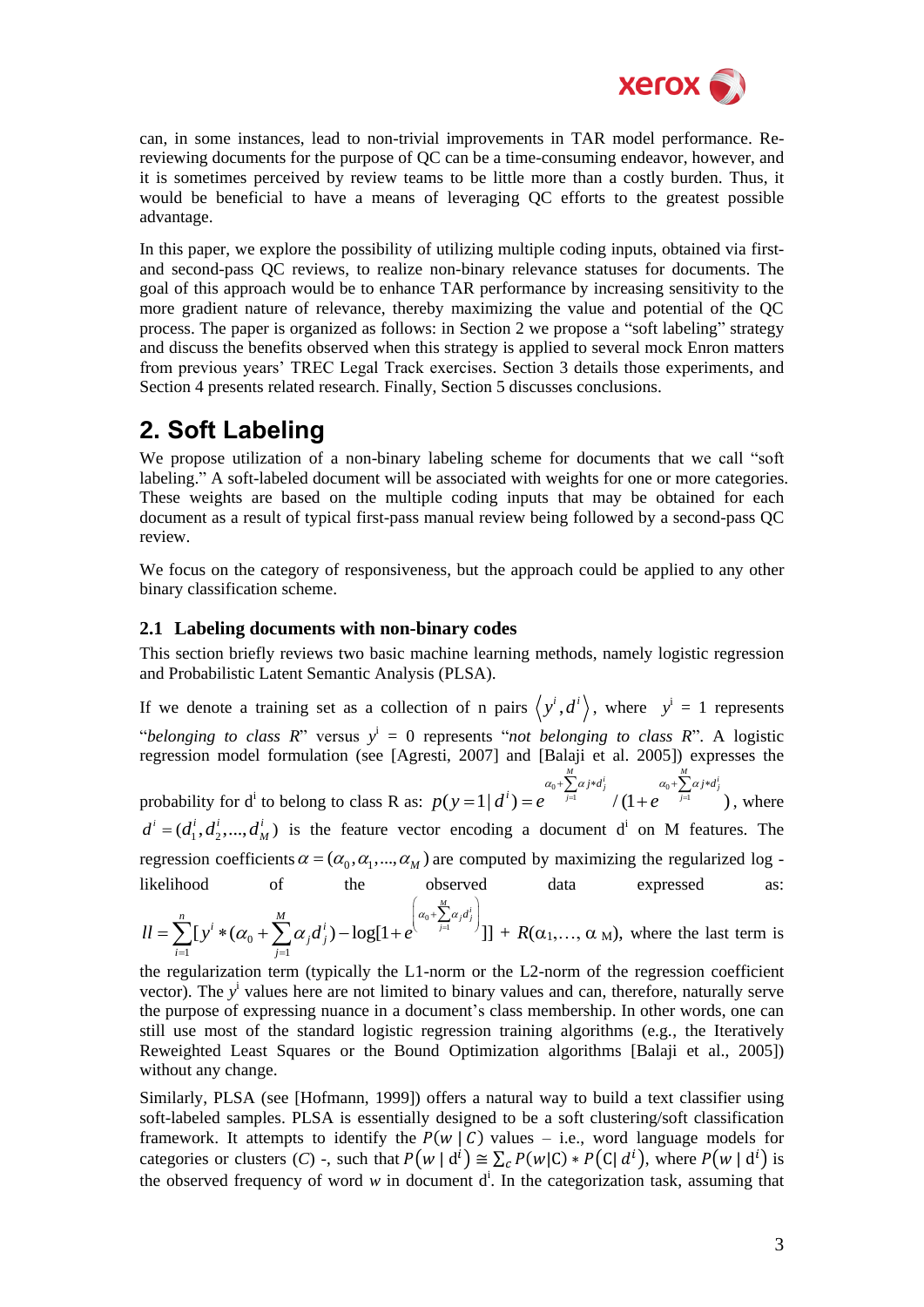can, in some instances, lead to non-trivial improvements in TAR model performance. Re-reviewing documents for the purpose of QC can be a time-consuming endeavor, however, and it is sometimes perceived by review teams to be little more than a costly burden. Thus, it would be beneficial to have a means of leveraging QC efforts to the greatest possible advantage.

In this paper, we explore the possibility of utilizing multiple coding inputs, obtained via first- and second-pass QC reviews, to realize non-binary relevance statuses for documents. The goal of this approach would be to enhance TAR performance by increasing sensitivity to the more gradient nature of relevance, thereby maximizing the value and potential of the QC process. The paper is organized as follows: in Section 2 we propose a "soft labeling" strategy and discuss the benefits observed when this strategy is applied to several mock Enron matters from previous years' TREC Legal Track exercises. Section 3 details those experiments, and Section 4 presents related research. Finally, Section 5 discusses conclusions.

# 2. Soft Labeling

We propose utilization of a non-binary labeling scheme for documents that we call "soft labeling." A soft-labeled document will be associated with weights for one or more categories. These weights are based on the multiple coding inputs that may be obtained for each document as a result of typical first-pass manual review being followed by a second-pass QC review.

We focus on the category of responsiveness, but the approach could be applied to any other binary classification scheme.

## 2.1 Labeling documents with non-binary codes

This section briefly reviews two basic machine learning methods, namely logistic regression and Probabilistic Latent Semantic Analysis (PLSA).

If we denote a training set as a collection of n pairs $\langle y^i, d^i \rangle$, where $y^i = 1$ represents "*belonging to class R*" versus $y^i = 0$ represents "*not belonging to class R*". A logistic regression model formulation (see [Agresti, 2007] and [Balaji et al. 2005]) expresses the probability for $d^i$ to belong to class R as: $p(y=1|d^i) = e^{\alpha_0 + \sum_{j=1}^{M} \alpha_j * d_j^i} / (1 + e^{\alpha_0 + \sum_{j=1}^{M} \alpha_j * d_j^i})$, where $d^i = (d_1^i, d_2^i, ..., d_M^i)$ is the feature vector encoding a document $d^i$ on M features. The regression coefficients $\alpha = (\alpha_0, \alpha_1, ..., \alpha_M)$ are computed by maximizing the regularized log - likelihood of the observed data expressed as: $ll = \sum_{i=1}^{n} [y^i * (\alpha_0 + \sum_{j=1}^{M} \alpha_j d_j^i) - \log[1 + e^{\left(\alpha_0 + \sum_{j=1}^{M} \alpha_j d_j^i\right)}]] + R(\alpha_1, \ldots, \alpha_M)$, where the last term is the regularization term (typically the L1-norm or the L2-norm of the regression coefficient vector). The $y^i$ values here are not limited to binary values and can, therefore, naturally serve the purpose of expressing nuance in a document's class membership. In other words, one can still use most of the standard logistic regression training algorithms (e.g., the Iteratively Reweighted Least Squares or the Bound Optimization algorithms [Balaji et al., 2005]) without any change.

Similarly, PLSA (see [Hofmann, 1999]) offers a natural way to build a text classifier using soft-labeled samples. PLSA is essentially designed to be a soft clustering/soft classification framework. It attempts to identify the $P(w \mid C)$ values – i.e., word language models for categories or clusters ($C$) -, such that $P(w \mid d^i) \cong \sum_c P(w|C) * P(C| d^i)$, where $P(w \mid d^i)$ is the observed frequency of word $w$ in document $d^i$. In the categorization task, assuming that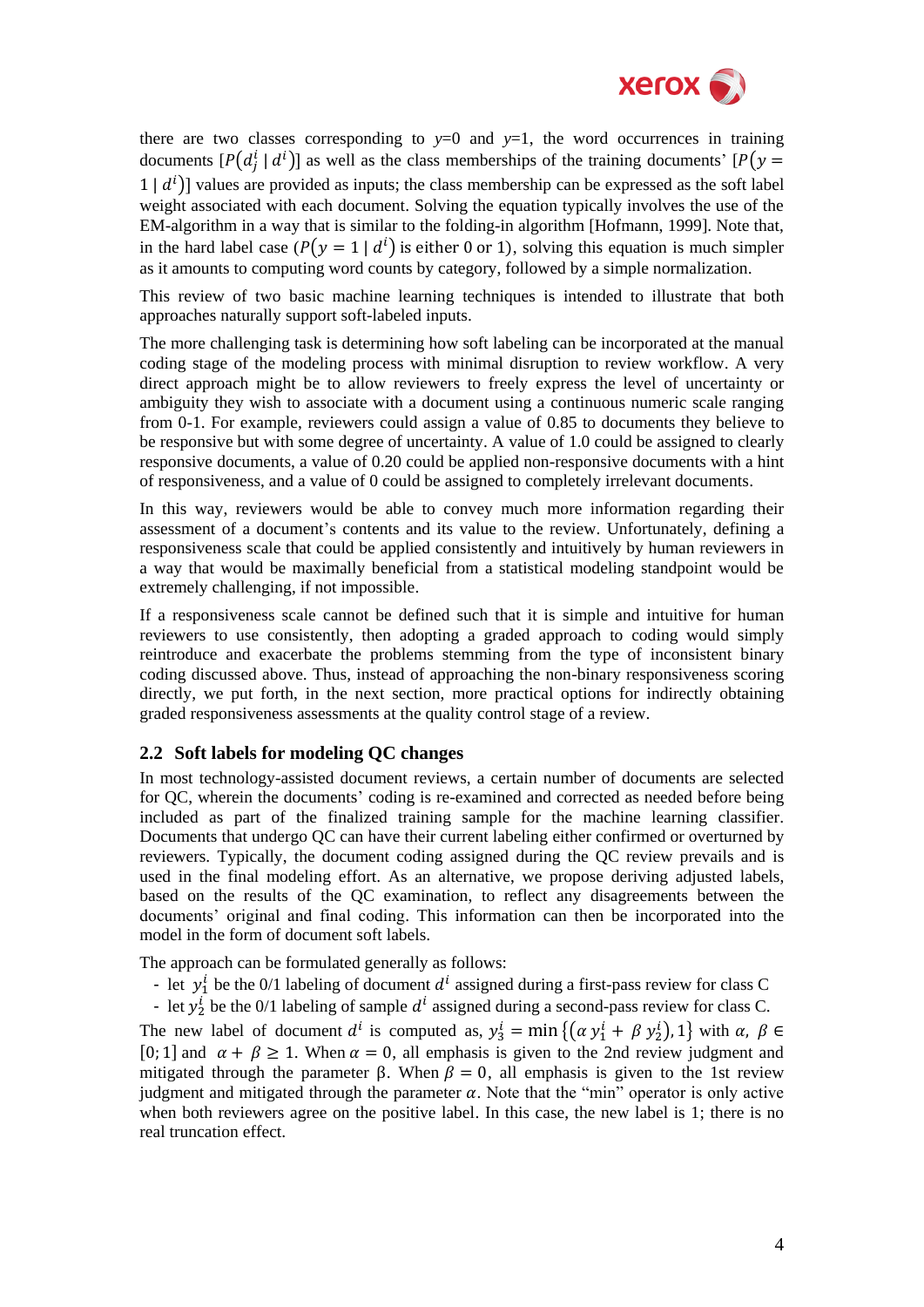there are two classes corresponding to $y$=0 and $y$=1, the word occurrences in training documents $[P(d_j^i \mid d^i)]$ as well as the class memberships of the training documents' $[P(y = 1 \mid d^i)]$ values are provided as inputs; the class membership can be expressed as the soft label weight associated with each document. Solving the equation typically involves the use of the EM-algorithm in a way that is similar to the folding-in algorithm [Hofmann, 1999]. Note that, in the hard label case ($P(y = 1 \mid d^i)$ is either 0 or 1), solving this equation is much simpler as it amounts to computing word counts by category, followed by a simple normalization.

This review of two basic machine learning techniques is intended to illustrate that both approaches naturally support soft-labeled inputs.

The more challenging task is determining how soft labeling can be incorporated at the manual coding stage of the modeling process with minimal disruption to review workflow. A very direct approach might be to allow reviewers to freely express the level of uncertainty or ambiguity they wish to associate with a document using a continuous numeric scale ranging from 0-1. For example, reviewers could assign a value of 0.85 to documents they believe to be responsive but with some degree of uncertainty. A value of 1.0 could be assigned to clearly responsive documents, a value of 0.20 could be applied non-responsive documents with a hint of responsiveness, and a value of 0 could be assigned to completely irrelevant documents.

In this way, reviewers would be able to convey much more information regarding their assessment of a document's contents and its value to the review. Unfortunately, defining a responsiveness scale that could be applied consistently and intuitively by human reviewers in a way that would be maximally beneficial from a statistical modeling standpoint would be extremely challenging, if not impossible.

If a responsiveness scale cannot be defined such that it is simple and intuitive for human reviewers to use consistently, then adopting a graded approach to coding would simply reintroduce and exacerbate the problems stemming from the type of inconsistent binary coding discussed above. Thus, instead of approaching the non-binary responsiveness scoring directly, we put forth, in the next section, more practical options for indirectly obtaining graded responsiveness assessments at the quality control stage of a review.

## 2.2 Soft labels for modeling QC changes

In most technology-assisted document reviews, a certain number of documents are selected for QC, wherein the documents' coding is re-examined and corrected as needed before being included as part of the finalized training sample for the machine learning classifier. Documents that undergo QC can have their current labeling either confirmed or overturned by reviewers. Typically, the document coding assigned during the QC review prevails and is used in the final modeling effort. As an alternative, we propose deriving adjusted labels, based on the results of the QC examination, to reflect any disagreements between the documents' original and final coding. This information can then be incorporated into the model in the form of document soft labels.

The approach can be formulated generally as follows:

- let $y_1^i$ be the 0/1 labeling of document $d^i$ assigned during a first-pass review for class C
- let $y_2^i$ be the 0/1 labeling of sample $d^i$ assigned during a second-pass review for class C.

The new label of document $d^i$ is computed as, $y_3^i = \min\{(\alpha\, y_1^i + \beta\, y_2^i), 1\}$ with $\alpha,\ \beta \in [0;1]$ and $\alpha + \beta \geq 1$. When $\alpha = 0$, all emphasis is given to the 2nd review judgment and mitigated through the parameter β. When $\beta = 0$, all emphasis is given to the 1st review judgment and mitigated through the parameter $\alpha$. Note that the "min" operator is only active when both reviewers agree on the positive label. In this case, the new label is 1; there is no real truncation effect.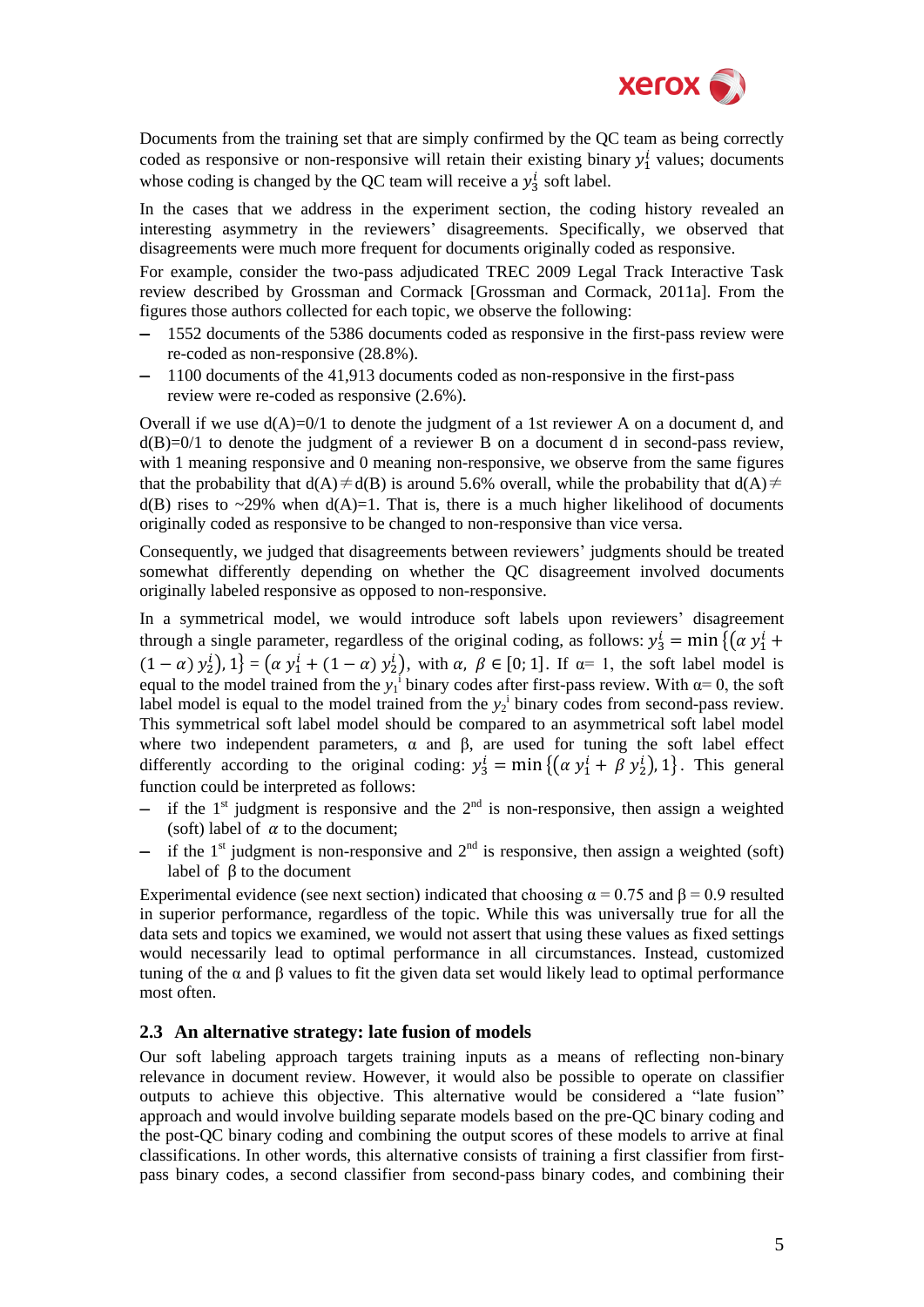Documents from the training set that are simply confirmed by the QC team as being correctly coded as responsive or non-responsive will retain their existing binary $y_1^i$ values; documents whose coding is changed by the QC team will receive a $y_3^i$ soft label.

In the cases that we address in the experiment section, the coding history revealed an interesting asymmetry in the reviewers' disagreements. Specifically, we observed that disagreements were much more frequent for documents originally coded as responsive.

For example, consider the two-pass adjudicated TREC 2009 Legal Track Interactive Task review described by Grossman and Cormack [Grossman and Cormack, 2011a]. From the figures those authors collected for each topic, we observe the following:

- 1552 documents of the 5386 documents coded as responsive in the first-pass review were re-coded as non-responsive (28.8%).
- 1100 documents of the 41,913 documents coded as non-responsive in the first-pass review were re-coded as responsive (2.6%).

Overall if we use d(A)=0/1 to denote the judgment of a 1st reviewer A on a document d, and d(B)=0/1 to denote the judgment of a reviewer B on a document d in second-pass review, with 1 meaning responsive and 0 meaning non-responsive, we observe from the same figures that the probability that d(A)≠d(B) is around 5.6% overall, while the probability that d(A)≠d(B) rises to ~29% when d(A)=1. That is, there is a much higher likelihood of documents originally coded as responsive to be changed to non-responsive than vice versa.

Consequently, we judged that disagreements between reviewers' judgments should be treated somewhat differently depending on whether the QC disagreement involved documents originally labeled responsive as opposed to non-responsive.

In a symmetrical model, we would introduce soft labels upon reviewers' disagreement through a single parameter, regardless of the original coding, as follows: $y_3^i = \min\{(\alpha\, y_1^i + (1-\alpha)\, y_2^i), 1\} = (\alpha\, y_1^i + (1-\alpha)\, y_2^i)$, with $\alpha,\ \beta \in [0;1]$. If $\alpha$= 1, the soft label model is equal to the model trained from the $y_1^i$ binary codes after first-pass review. With $\alpha$= 0, the soft label model is equal to the model trained from the $y_2^i$ binary codes from second-pass review. This symmetrical soft label model should be compared to an asymmetrical soft label model where two independent parameters, $\alpha$ and $\beta$, are used for tuning the soft label effect differently according to the original coding: $y_3^i = \min\{(\alpha\, y_1^i + \beta\, y_2^i), 1\}$. This general function could be interpreted as follows:

- if the 1st judgment is responsive and the 2nd is non-responsive, then assign a weighted (soft) label of $\alpha$ to the document;
- if the 1st judgment is non-responsive and 2nd is responsive, then assign a weighted (soft) label of $\beta$ to the document

Experimental evidence (see next section) indicated that choosing $\alpha = 0.75$ and $\beta = 0.9$ resulted in superior performance, regardless of the topic. While this was universally true for all the data sets and topics we examined, we would not assert that using these values as fixed settings would necessarily lead to optimal performance in all circumstances. Instead, customized tuning of the $\alpha$ and $\beta$ values to fit the given data set would likely lead to optimal performance most often.

### 2.3 An alternative strategy: late fusion of models

Our soft labeling approach targets training inputs as a means of reflecting non-binary relevance in document review. However, it would also be possible to operate on classifier outputs to achieve this objective. This alternative would be considered a "late fusion" approach and would involve building separate models based on the pre-QC binary coding and the post-QC binary coding and combining the output scores of these models to arrive at final classifications. In other words, this alternative consists of training a first classifier from first-pass binary codes, a second classifier from second-pass binary codes, and combining their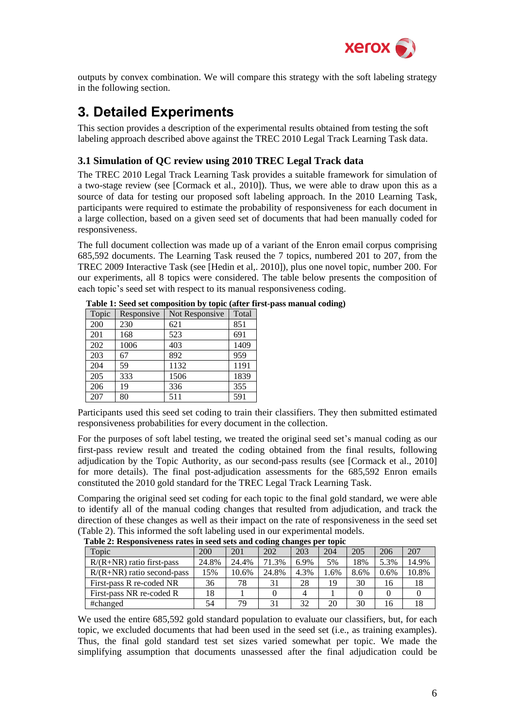outputs by convex combination. We will compare this strategy with the soft labeling strategy in the following section.

# 3. Detailed Experiments

This section provides a description of the experimental results obtained from testing the soft labeling approach described above against the TREC 2010 Legal Track Learning Task data.

### 3.1 Simulation of QC review using 2010 TREC Legal Track data

The TREC 2010 Legal Track Learning Task provides a suitable framework for simulation of a two-stage review (see [Cormack et al., 2010]). Thus, we were able to draw upon this as a source of data for testing our proposed soft labeling approach. In the 2010 Learning Task, participants were required to estimate the probability of responsiveness for each document in a large collection, based on a given seed set of documents that had been manually coded for responsiveness.

The full document collection was made up of a variant of the Enron email corpus comprising 685,592 documents. The Learning Task reused the 7 topics, numbered 201 to 207, from the TREC 2009 Interactive Task (see [Hedin et al,. 2010]), plus one novel topic, number 200. For our experiments, all 8 topics were considered. The table below presents the composition of each topic's seed set with respect to its manual responsiveness coding.

**Table 1: Seed set composition by topic (after first-pass manual coding)**

| Topic | Responsive | Not Responsive | Total |
|---|---|---|---|
| 200 | 230 | 621 | 851 |
| 201 | 168 | 523 | 691 |
| 202 | 1006 | 403 | 1409 |
| 203 | 67 | 892 | 959 |
| 204 | 59 | 1132 | 1191 |
| 205 | 333 | 1506 | 1839 |
| 206 | 19 | 336 | 355 |
| 207 | 80 | 511 | 591 |

Participants used this seed set coding to train their classifiers. They then submitted estimated responsiveness probabilities for every document in the collection.

For the purposes of soft label testing, we treated the original seed set's manual coding as our first-pass review result and treated the coding obtained from the final results, following adjudication by the Topic Authority, as our second-pass results (see [Cormack et al., 2010] for more details). The final post-adjudication assessments for the 685,592 Enron emails constituted the 2010 gold standard for the TREC Legal Track Learning Task.

Comparing the original seed set coding for each topic to the final gold standard, we were able to identify all of the manual coding changes that resulted from adjudication, and track the direction of these changes as well as their impact on the rate of responsiveness in the seed set (Table 2). This informed the soft labeling used in our experimental models.

**Table 2: Responsiveness rates in seed sets and coding changes per topic**

| Topic | 200 | 201 | 202 | 203 | 204 | 205 | 206 | 207 |
|---|---|---|---|---|---|---|---|---|
| R/(R+NR) ratio first-pass | 24.8% | 24.4% | 71.3% | 6.9% | 5% | 18% | 5.3% | 14.9% |
| R/(R+NR) ratio second-pass | 15% | 10.6% | 24.8% | 4.3% | 1.6% | 8.6% | 0.6% | 10.8% |
| First-pass R re-coded NR | 36 | 78 | 31 | 28 | 19 | 30 | 16 | 18 |
| First-pass NR re-coded R | 18 | 1 | 0 | 4 | 1 | 0 | 0 | 0 |
| #changed | 54 | 79 | 31 | 32 | 20 | 30 | 16 | 18 |

We used the entire 685,592 gold standard population to evaluate our classifiers, but, for each topic, we excluded documents that had been used in the seed set (i.e., as training examples). Thus, the final gold standard test set sizes varied somewhat per topic. We made the simplifying assumption that documents unassessed after the final adjudication could be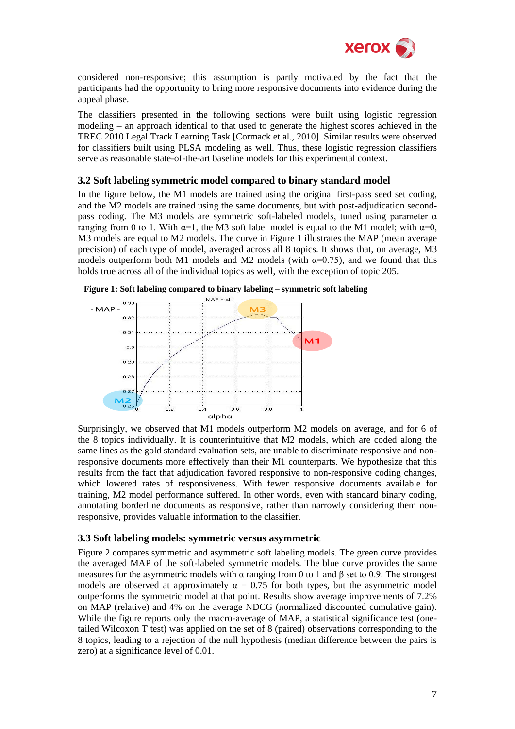considered non-responsive; this assumption is partly motivated by the fact that the participants had the opportunity to bring more responsive documents into evidence during the appeal phase.

The classifiers presented in the following sections were built using logistic regression modeling – an approach identical to that used to generate the highest scores achieved in the TREC 2010 Legal Track Learning Task [Cormack et al., 2010]. Similar results were observed for classifiers built using PLSA modeling as well. Thus, these logistic regression classifiers serve as reasonable state-of-the-art baseline models for this experimental context.

### 3.2 Soft labeling symmetric model compared to binary standard model

In the figure below, the M1 models are trained using the original first-pass seed set coding, and the M2 models are trained using the same documents, but with post-adjudication second-pass coding. The M3 models are symmetric soft-labeled models, tuned using parameter $\alpha$ ranging from 0 to 1. With $\alpha$=1, the M3 soft label model is equal to the M1 model; with $\alpha$=0, M3 models are equal to M2 models. The curve in Figure 1 illustrates the MAP (mean average precision) of each type of model, averaged across all 8 topics. It shows that, on average, M3 models outperform both M1 models and M2 models (with $\alpha$=0.75), and we found that this holds true across all of the individual topics as well, with the exception of topic 205.

**Figure 1: Soft labeling compared to binary labeling – symmetric soft labeling**

Surprisingly, we observed that M1 models outperform M2 models on average, and for 6 of the 8 topics individually. It is counterintuitive that M2 models, which are coded along the same lines as the gold standard evaluation sets, are unable to discriminate responsive and non-responsive documents more effectively than their M1 counterparts. We hypothesize that this results from the fact that adjudication favored responsive to non-responsive coding changes, which lowered rates of responsiveness. With fewer responsive documents available for training, M2 model performance suffered. In other words, even with standard binary coding, annotating borderline documents as responsive, rather than narrowly considering them non-responsive, provides valuable information to the classifier.

### 3.3 Soft labeling models: symmetric versus asymmetric

Figure 2 compares symmetric and asymmetric soft labeling models. The green curve provides the averaged MAP of the soft-labeled symmetric models. The blue curve provides the same measures for the asymmetric models with $\alpha$ ranging from 0 to 1 and $\beta$ set to 0.9. The strongest models are observed at approximately $\alpha$ = 0.75 for both types, but the asymmetric model outperforms the symmetric model at that point. Results show average improvements of 7.2% on MAP (relative) and 4% on the average NDCG (normalized discounted cumulative gain). While the figure reports only the macro-average of MAP, a statistical significance test (one-tailed Wilcoxon T test) was applied on the set of 8 (paired) observations corresponding to the 8 topics, leading to a rejection of the null hypothesis (median difference between the pairs is zero) at a significance level of 0.01.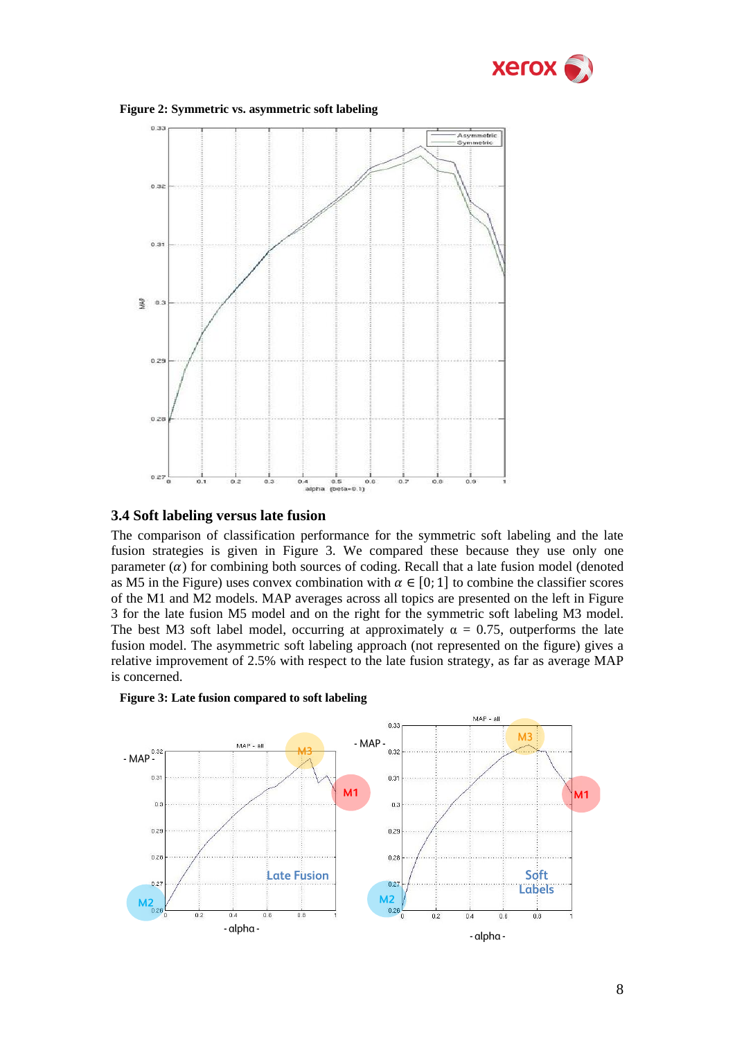**Figure 2: Symmetric vs. asymmetric soft labeling**

### 3.4 Soft labeling versus late fusion

The comparison of classification performance for the symmetric soft labeling and the late fusion strategies is given in Figure 3. We compared these because they use only one parameter ($\alpha$) for combining both sources of coding. Recall that a late fusion model (denoted as M5 in the Figure) uses convex combination with $\alpha \in [0; 1]$ to combine the classifier scores of the M1 and M2 models. MAP averages across all topics are presented on the left in Figure 3 for the late fusion M5 model and on the right for the symmetric soft labeling M3 model. The best M3 soft label model, occurring at approximately $\alpha = 0.75$, outperforms the late fusion model. The asymmetric soft labeling approach (not represented on the figure) gives a relative improvement of 2.5% with respect to the late fusion strategy, as far as average MAP is concerned.

**Figure 3: Late fusion compared to soft labeling**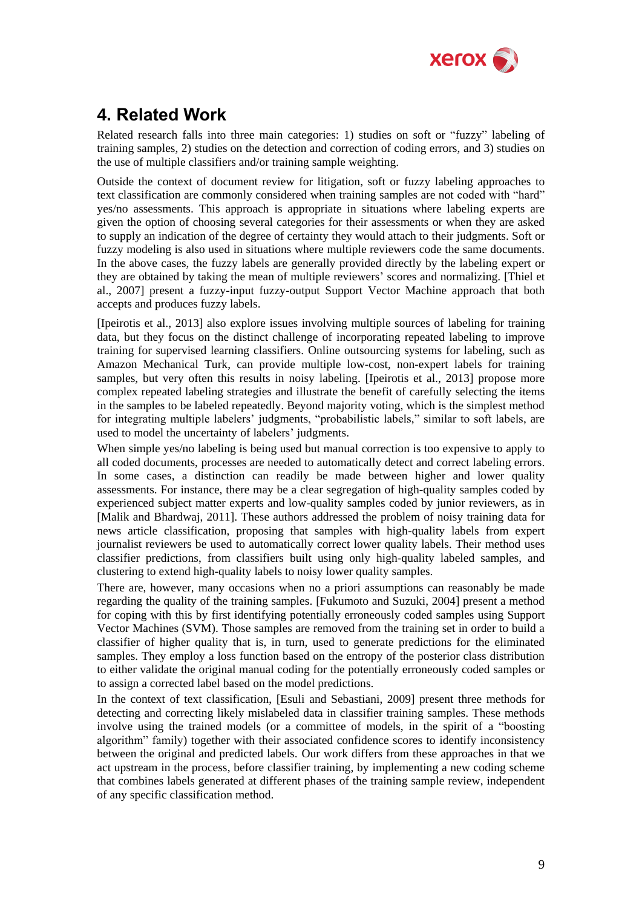## 4. Related Work

Related research falls into three main categories: 1) studies on soft or "fuzzy" labeling of training samples, 2) studies on the detection and correction of coding errors, and 3) studies on the use of multiple classifiers and/or training sample weighting.

Outside the context of document review for litigation, soft or fuzzy labeling approaches to text classification are commonly considered when training samples are not coded with "hard" yes/no assessments. This approach is appropriate in situations where labeling experts are given the option of choosing several categories for their assessments or when they are asked to supply an indication of the degree of certainty they would attach to their judgments. Soft or fuzzy modeling is also used in situations where multiple reviewers code the same documents. In the above cases, the fuzzy labels are generally provided directly by the labeling expert or they are obtained by taking the mean of multiple reviewers' scores and normalizing. [Thiel et al., 2007] present a fuzzy-input fuzzy-output Support Vector Machine approach that both accepts and produces fuzzy labels.

[Ipeirotis et al., 2013] also explore issues involving multiple sources of labeling for training data, but they focus on the distinct challenge of incorporating repeated labeling to improve training for supervised learning classifiers. Online outsourcing systems for labeling, such as Amazon Mechanical Turk, can provide multiple low-cost, non-expert labels for training samples, but very often this results in noisy labeling. [Ipeirotis et al., 2013] propose more complex repeated labeling strategies and illustrate the benefit of carefully selecting the items in the samples to be labeled repeatedly. Beyond majority voting, which is the simplest method for integrating multiple labelers' judgments, "probabilistic labels," similar to soft labels, are used to model the uncertainty of labelers' judgments.

When simple yes/no labeling is being used but manual correction is too expensive to apply to all coded documents, processes are needed to automatically detect and correct labeling errors. In some cases, a distinction can readily be made between higher and lower quality assessments. For instance, there may be a clear segregation of high-quality samples coded by experienced subject matter experts and low-quality samples coded by junior reviewers, as in [Malik and Bhardwaj, 2011]. These authors addressed the problem of noisy training data for news article classification, proposing that samples with high-quality labels from expert journalist reviewers be used to automatically correct lower quality labels. Their method uses classifier predictions, from classifiers built using only high-quality labeled samples, and clustering to extend high-quality labels to noisy lower quality samples.

There are, however, many occasions when no a priori assumptions can reasonably be made regarding the quality of the training samples. [Fukumoto and Suzuki, 2004] present a method for coping with this by first identifying potentially erroneously coded samples using Support Vector Machines (SVM). Those samples are removed from the training set in order to build a classifier of higher quality that is, in turn, used to generate predictions for the eliminated samples. They employ a loss function based on the entropy of the posterior class distribution to either validate the original manual coding for the potentially erroneously coded samples or to assign a corrected label based on the model predictions.

In the context of text classification, [Esuli and Sebastiani, 2009] present three methods for detecting and correcting likely mislabeled data in classifier training samples. These methods involve using the trained models (or a committee of models, in the spirit of a "boosting algorithm" family) together with their associated confidence scores to identify inconsistency between the original and predicted labels. Our work differs from these approaches in that we act upstream in the process, before classifier training, by implementing a new coding scheme that combines labels generated at different phases of the training sample review, independent of any specific classification method.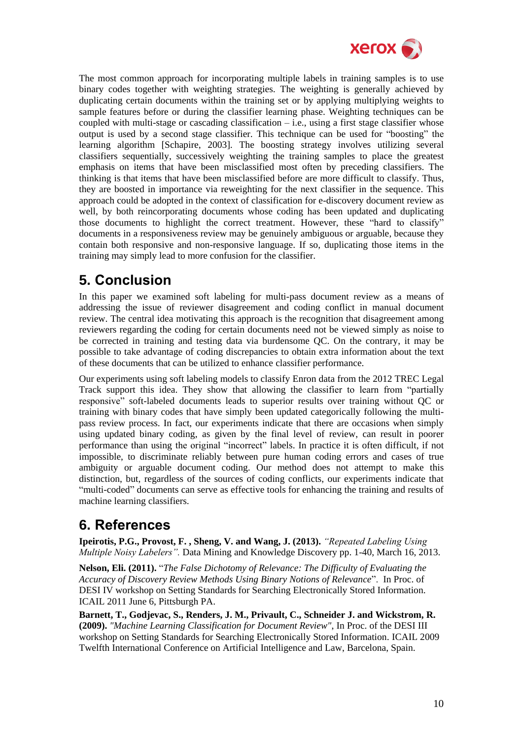The most common approach for incorporating multiple labels in training samples is to use binary codes together with weighting strategies. The weighting is generally achieved by duplicating certain documents within the training set or by applying multiplying weights to sample features before or during the classifier learning phase. Weighting techniques can be coupled with multi-stage or cascading classification – i.e., using a first stage classifier whose output is used by a second stage classifier. This technique can be used for "boosting" the learning algorithm [Schapire, 2003]. The boosting strategy involves utilizing several classifiers sequentially, successively weighting the training samples to place the greatest emphasis on items that have been misclassified most often by preceding classifiers. The thinking is that items that have been misclassified before are more difficult to classify. Thus, they are boosted in importance via reweighting for the next classifier in the sequence. This approach could be adopted in the context of classification for e-discovery document review as well, by both reincorporating documents whose coding has been updated and duplicating those documents to highlight the correct treatment. However, these "hard to classify" documents in a responsiveness review may be genuinely ambiguous or arguable, because they contain both responsive and non-responsive language. If so, duplicating those items in the training may simply lead to more confusion for the classifier.

## 5. Conclusion

In this paper we examined soft labeling for multi-pass document review as a means of addressing the issue of reviewer disagreement and coding conflict in manual document review. The central idea motivating this approach is the recognition that disagreement among reviewers regarding the coding for certain documents need not be viewed simply as noise to be corrected in training and testing data via burdensome QC. On the contrary, it may be possible to take advantage of coding discrepancies to obtain extra information about the text of these documents that can be utilized to enhance classifier performance.

Our experiments using soft labeling models to classify Enron data from the 2012 TREC Legal Track support this idea. They show that allowing the classifier to learn from "partially responsive" soft-labeled documents leads to superior results over training without QC or training with binary codes that have simply been updated categorically following the multi-pass review process. In fact, our experiments indicate that there are occasions when simply using updated binary coding, as given by the final level of review, can result in poorer performance than using the original "incorrect" labels. In practice it is often difficult, if not impossible, to discriminate reliably between pure human coding errors and cases of true ambiguity or arguable document coding. Our method does not attempt to make this distinction, but, regardless of the sources of coding conflicts, our experiments indicate that "multi-coded" documents can serve as effective tools for enhancing the training and results of machine learning classifiers.

## 6. References

**Ipeirotis, P.G., Provost, F. , Sheng, V. and Wang, J. (2013).** *"Repeated Labeling Using Multiple Noisy Labelers".* Data Mining and Knowledge Discovery pp. 1-40, March 16, 2013.

**Nelson, Eli. (2011).** "*The False Dichotomy of Relevance: The Difficulty of Evaluating the Accuracy of Discovery Review Methods Using Binary Notions of Relevance*". In Proc. of DESI IV workshop on Setting Standards for Searching Electronically Stored Information. ICAIL 2011 June 6, Pittsburgh PA.

**Barnett, T., Godjevac, S., Renders, J. M., Privault, C., Schneider J. and Wickstrom, R. (2009).** *"Machine Learning Classification for Document Review"*, In Proc. of the DESI III workshop on Setting Standards for Searching Electronically Stored Information. ICAIL 2009 Twelfth International Conference on Artificial Intelligence and Law, Barcelona, Spain.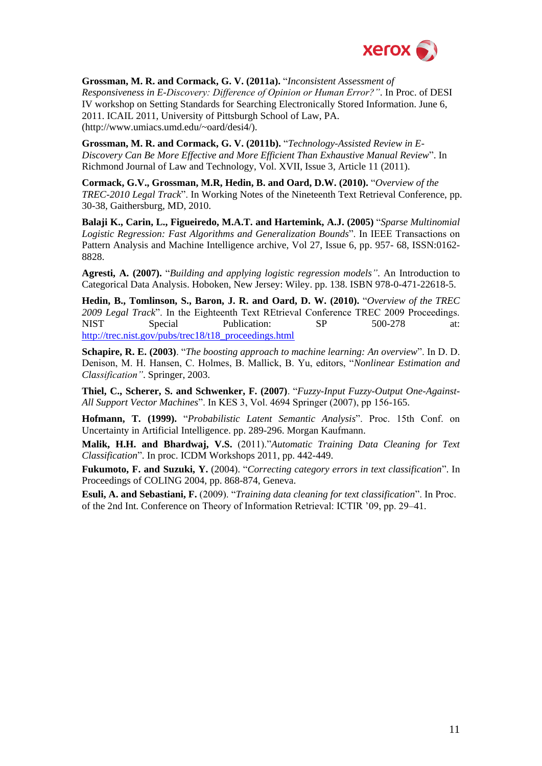**Grossman, M. R. and Cormack, G. V. (2011a).** "*Inconsistent Assessment of Responsiveness in E-Discovery: Difference of Opinion or Human Error?"*. In Proc. of DESI IV workshop on Setting Standards for Searching Electronically Stored Information. June 6, 2011. ICAIL 2011, University of Pittsburgh School of Law, PA. (http://www.umiacs.umd.edu/~oard/desi4/).

**Grossman, M. R. and Cormack, G. V. (2011b).** "*Technology-Assisted Review in E-Discovery Can Be More Effective and More Efficient Than Exhaustive Manual Review*". In Richmond Journal of Law and Technology, Vol. XVII, Issue 3, Article 11 (2011).

**Cormack, G.V., Grossman, M.R, Hedin, B. and Oard, D.W. (2010).** "*Overview of the TREC-2010 Legal Track*". In Working Notes of the Nineteenth Text Retrieval Conference, pp. 30-38, Gaithersburg, MD, 2010.

**Balaji K., Carin, L., Figueiredo, M.A.T. and Hartemink, A.J. (2005)** "*Sparse Multinomial Logistic Regression: Fast Algorithms and Generalization Bounds*". In IEEE Transactions on Pattern Analysis and Machine Intelligence archive, Vol 27, Issue 6, pp. 957- 68, ISSN:0162-8828.

**Agresti, A. (2007).** "*Building and applying logistic regression models"*. An Introduction to Categorical Data Analysis. Hoboken, New Jersey: Wiley. pp. 138. ISBN 978-0-471-22618-5.

**Hedin, B., Tomlinson, S., Baron, J. R. and Oard, D. W. (2010).** "*Overview of the TREC 2009 Legal Track*". In the Eighteenth Text REtrieval Conference TREC 2009 Proceedings. NIST Special Publication: SP 500-278 at: http://trec.nist.gov/pubs/trec18/t18_proceedings.html

**Schapire, R. E. (2003)**. "*The boosting approach to machine learning: An overview*". In D. D. Denison, M. H. Hansen, C. Holmes, B. Mallick, B. Yu, editors, "*Nonlinear Estimation and Classification"*. Springer, 2003.

**Thiel, C., Scherer, S. and Schwenker, F. (2007)**. "*Fuzzy-Input Fuzzy-Output One-Against-All Support Vector Machines*". In KES 3, Vol. 4694 Springer (2007), pp 156-165.

**Hofmann, T. (1999).** "*Probabilistic Latent Semantic Analysis*". Proc. 15th Conf. on Uncertainty in Artificial Intelligence. pp. 289-296. Morgan Kaufmann.

**Malik, H.H. and Bhardwaj, V.S.** (2011)."*Automatic Training Data Cleaning for Text Classification*". In proc. ICDM Workshops 2011, pp. 442-449.

**Fukumoto, F. and Suzuki, Y.** (2004). "*Correcting category errors in text classification*". In Proceedings of COLING 2004, pp. 868-874, Geneva.

**Esuli, A. and Sebastiani, F.** (2009). "*Training data cleaning for text classification*". In Proc. of the 2nd Int. Conference on Theory of Information Retrieval: ICTIR '09, pp. 29–41.